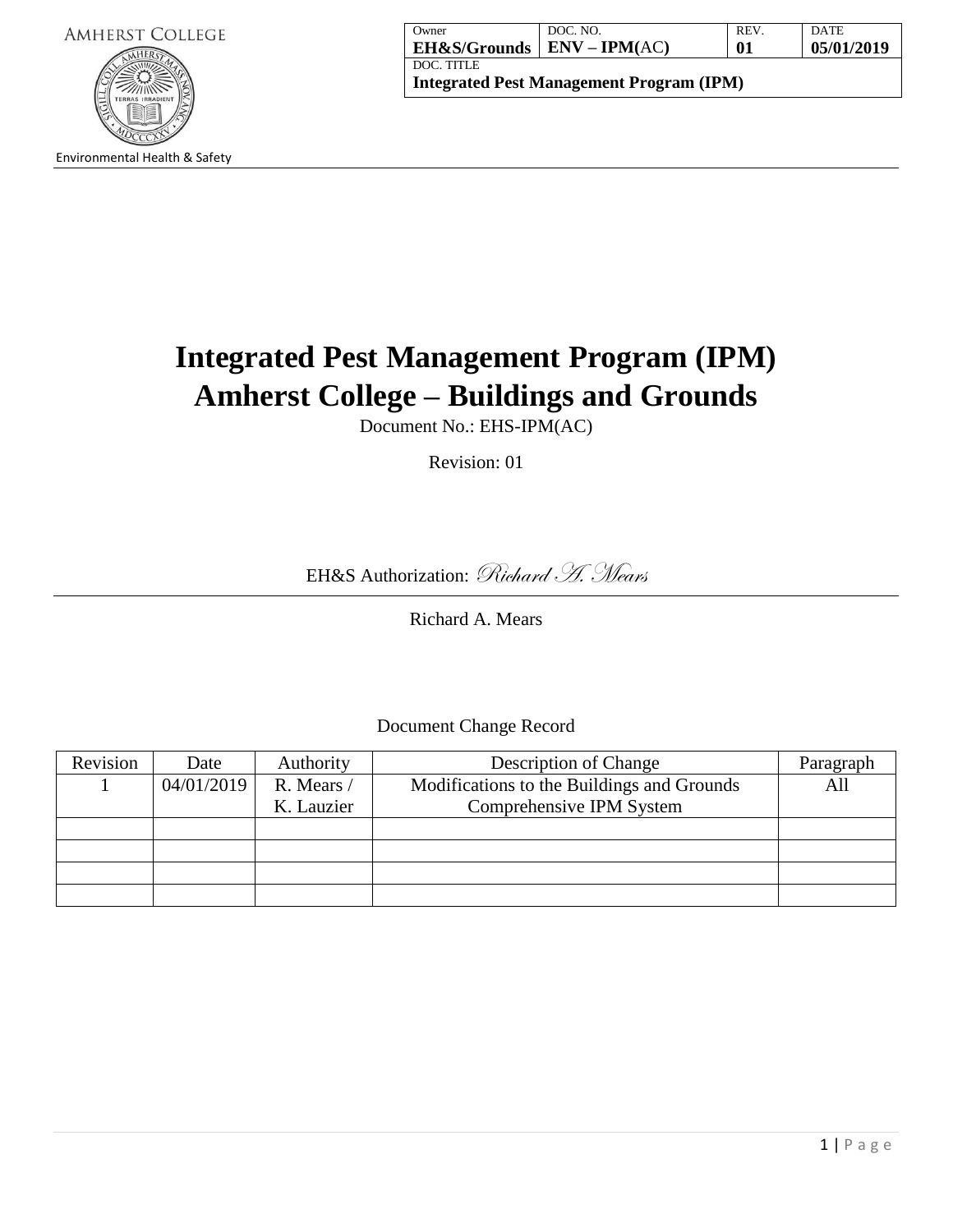AMHERST COLLEGE

Environmental Health & Safety

| Owner | DOC. NO. | REV. | DATE |
|---|---|---|---|
| **EH&S/Grounds** | **ENV – IPM(**AC**)** | **01** | **05/01/2019** |
| DOC. TITLE | | | |
| **Integrated Pest Management Program (IPM)** | | | |

# Integrated Pest Management Program (IPM)
# Amherst College – Buildings and Grounds

Document No.: EHS-IPM(AC)

Revision: 01

EH&S Authorization: *Richard A. Mears*

Richard A. Mears

Document Change Record

| Revision | Date | Authority | Description of Change | Paragraph |
|---|---|---|---|---|
| 1 | 04/01/2019 | R. Mears / K. Lauzier | Modifications to the Buildings and Grounds Comprehensive IPM System | All |
| | | | | |
| | | | | |
| | | | | |
| | | | | |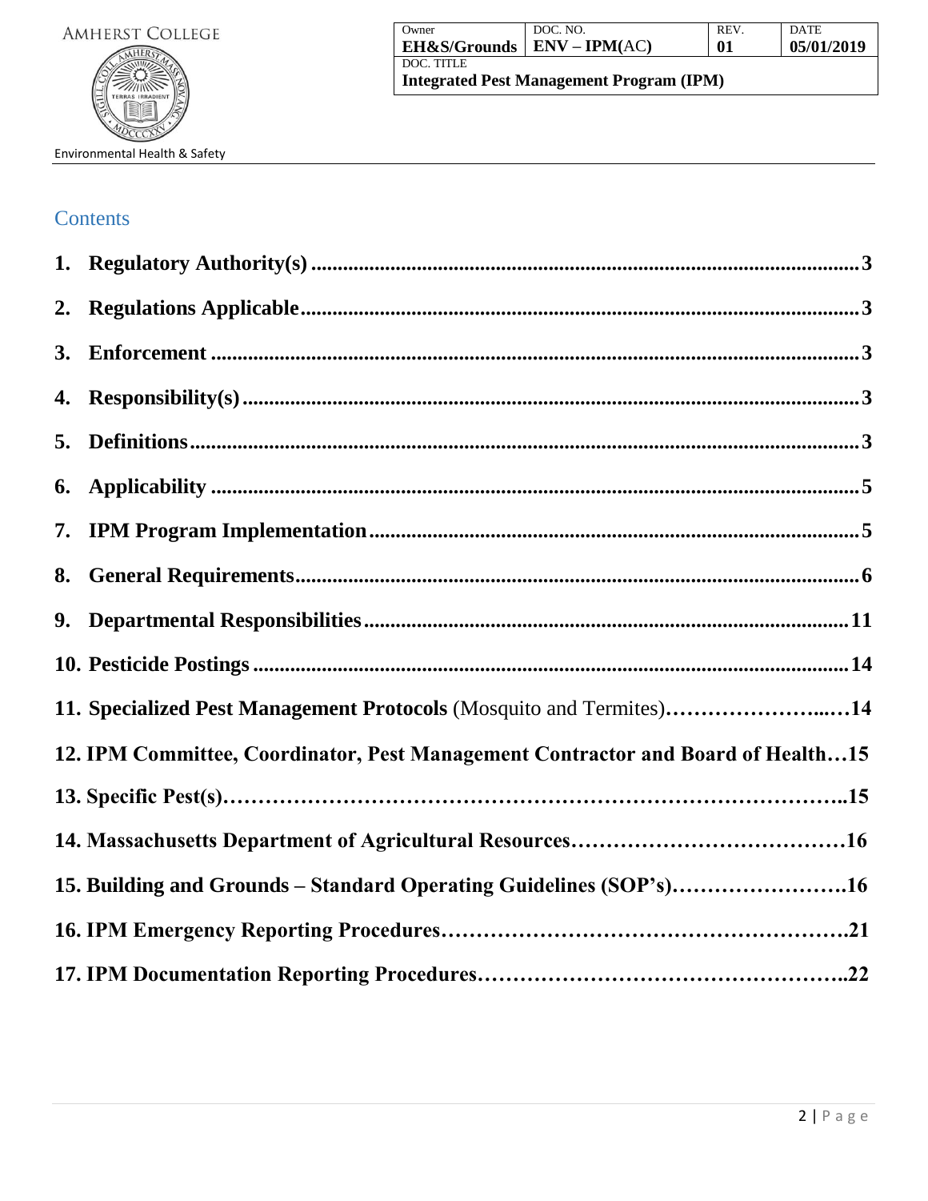# Contents

1. **Regulatory Authority(s)** ........................................................................................................ 3
2. **Regulations Applicable** ............................................................................................................ 3
3. **Enforcement** ................................................................................................................................ 3
4. **Responsibility(s)** ........................................................................................................................ 3
5. **Definitions** ................................................................................................................................... 3
6. **Applicability** ............................................................................................................................... 5
7. **IPM Program Implementation** ................................................................................................. 5
8. **General Requirements** ............................................................................................................... 6
9. **Departmental Responsibilities** .................................................................................................. 11
10. **Pesticide Postings** .................................................................................................................... 14
11. **Specialized Pest Management Protocols** (Mosquito and Termites)…………………...…14
12. **IPM Committee, Coordinator, Pest Management Contractor and Board of Health…15**
13. **Specific Pest(s)……………………………………………………………………………..15**
14. **Massachusetts Department of Agricultural Resources…………………………………16**
15. **Building and Grounds – Standard Operating Guidelines (SOP's)……………………16**
16. **IPM Emergency Reporting Procedures………………………………………………….21**
17. **IPM Documentation Reporting Procedures……………………………………………..22**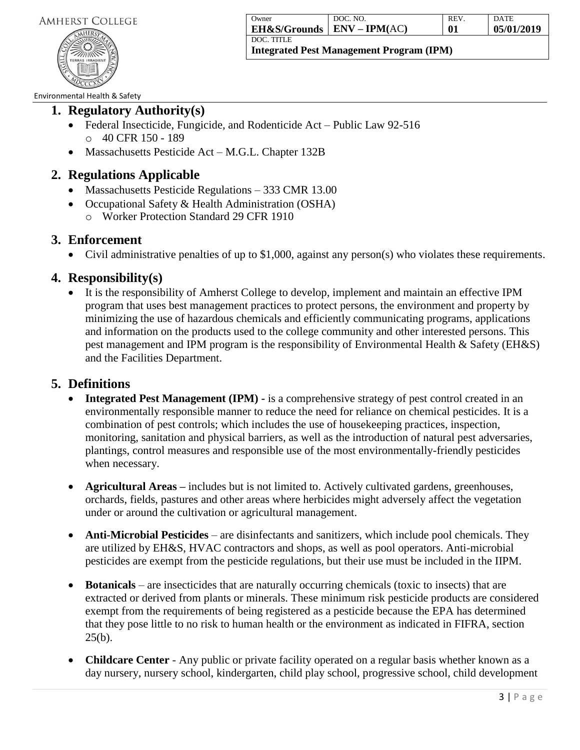## 1. Regulatory Authority(s)

- Federal Insecticide, Fungicide, and Rodenticide Act – Public Law 92-516
  - 40 CFR 150 - 189
- Massachusetts Pesticide Act – M.G.L. Chapter 132B

## 2. Regulations Applicable

- Massachusetts Pesticide Regulations – 333 CMR 13.00
- Occupational Safety & Health Administration (OSHA)
  - Worker Protection Standard 29 CFR 1910

## 3. Enforcement

- Civil administrative penalties of up to $1,000, against any person(s) who violates these requirements.

## 4. Responsibility(s)

- It is the responsibility of Amherst College to develop, implement and maintain an effective IPM program that uses best management practices to protect persons, the environment and property by minimizing the use of hazardous chemicals and efficiently communicating programs, applications and information on the products used to the college community and other interested persons. This pest management and IPM program is the responsibility of Environmental Health & Safety (EH&S) and the Facilities Department.

## 5. Definitions

- **Integrated Pest Management (IPM) -** is a comprehensive strategy of pest control created in an environmentally responsible manner to reduce the need for reliance on chemical pesticides. It is a combination of pest controls; which includes the use of housekeeping practices, inspection, monitoring, sanitation and physical barriers, as well as the introduction of natural pest adversaries, plantings, control measures and responsible use of the most environmentally-friendly pesticides when necessary.

- **Agricultural Areas –** includes but is not limited to. Actively cultivated gardens, greenhouses, orchards, fields, pastures and other areas where herbicides might adversely affect the vegetation under or around the cultivation or agricultural management.

- **Anti-Microbial Pesticides** – are disinfectants and sanitizers, which include pool chemicals. They are utilized by EH&S, HVAC contractors and shops, as well as pool operators. Anti-microbial pesticides are exempt from the pesticide regulations, but their use must be included in the IIPM.

- **Botanicals** – are insecticides that are naturally occurring chemicals (toxic to insects) that are extracted or derived from plants or minerals. These minimum risk pesticide products are considered exempt from the requirements of being registered as a pesticide because the EPA has determined that they pose little to no risk to human health or the environment as indicated in FIFRA, section 25(b).

- **Childcare Center** - Any public or private facility operated on a regular basis whether known as a day nursery, nursery school, kindergarten, child play school, progressive school, child development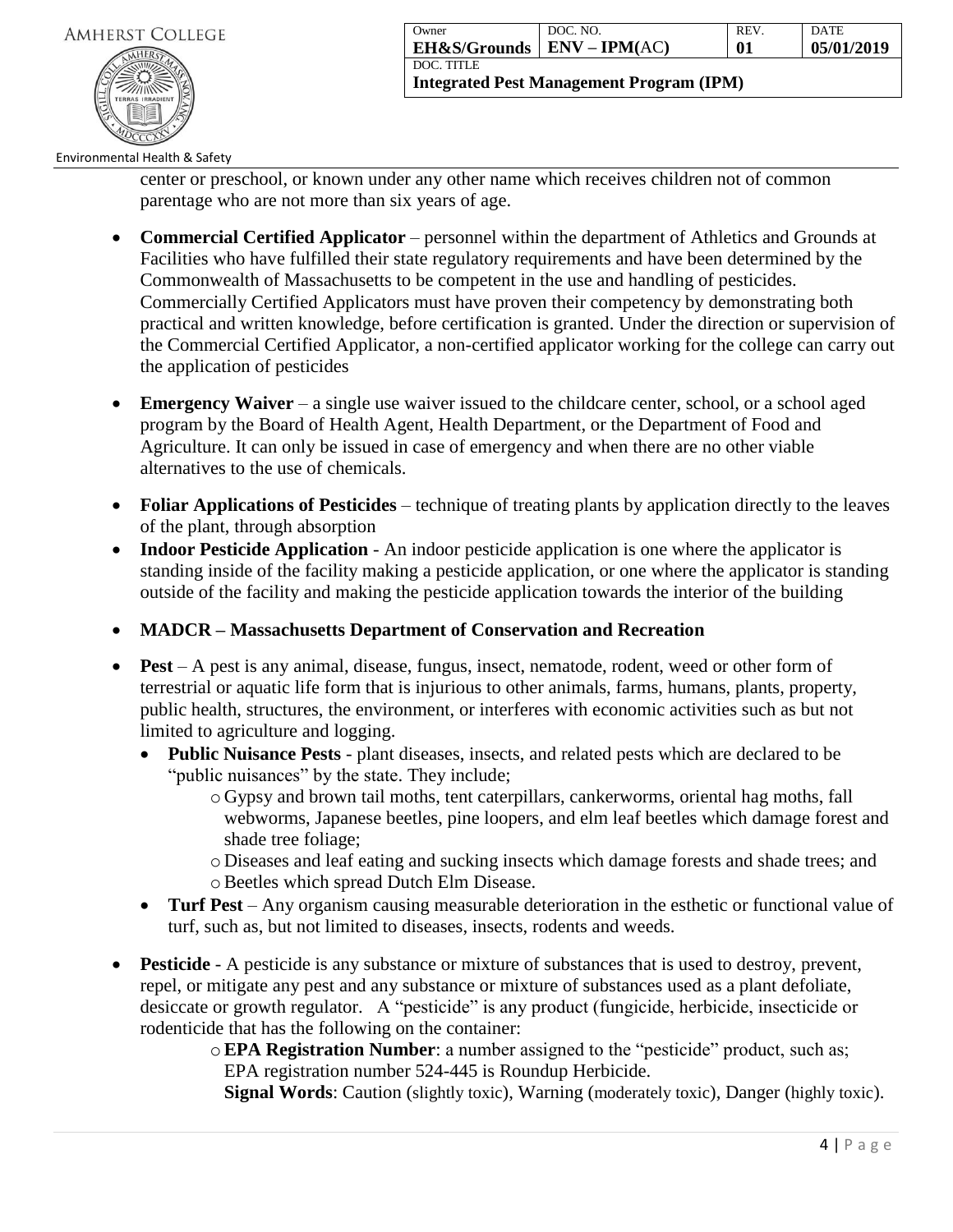center or preschool, or known under any other name which receives children not of common parentage who are not more than six years of age.

- **Commercial Certified Applicator** – personnel within the department of Athletics and Grounds at Facilities who have fulfilled their state regulatory requirements and have been determined by the Commonwealth of Massachusetts to be competent in the use and handling of pesticides. Commercially Certified Applicators must have proven their competency by demonstrating both practical and written knowledge, before certification is granted. Under the direction or supervision of the Commercial Certified Applicator, a non-certified applicator working for the college can carry out the application of pesticides

- **Emergency Waiver** – a single use waiver issued to the childcare center, school, or a school aged program by the Board of Health Agent, Health Department, or the Department of Food and Agriculture. It can only be issued in case of emergency and when there are no other viable alternatives to the use of chemicals.

- **Foliar Applications of Pesticides** – technique of treating plants by application directly to the leaves of the plant, through absorption
- **Indoor Pesticide Application** - An indoor pesticide application is one where the applicator is standing inside of the facility making a pesticide application, or one where the applicator is standing outside of the facility and making the pesticide application towards the interior of the building

- **MADCR – Massachusetts Department of Conservation and Recreation**

- **Pest** – A pest is any animal, disease, fungus, insect, nematode, rodent, weed or other form of terrestrial or aquatic life form that is injurious to other animals, farms, humans, plants, property, public health, structures, the environment, or interferes with economic activities such as but not limited to agriculture and logging.
  - **Public Nuisance Pests** - plant diseases, insects, and related pests which are declared to be "public nuisances" by the state. They include;
    - Gypsy and brown tail moths, tent caterpillars, cankerworms, oriental hag moths, fall webworms, Japanese beetles, pine loopers, and elm leaf beetles which damage forest and shade tree foliage;
    - Diseases and leaf eating and sucking insects which damage forests and shade trees; and
    - Beetles which spread Dutch Elm Disease.
  - **Turf Pest** – Any organism causing measurable deterioration in the esthetic or functional value of turf, such as, but not limited to diseases, insects, rodents and weeds.

- **Pesticide** - A pesticide is any substance or mixture of substances that is used to destroy, prevent, repel, or mitigate any pest and any substance or mixture of substances used as a plant defoliate, desiccate or growth regulator. A "pesticide" is any product (fungicide, herbicide, insecticide or rodenticide that has the following on the container:
    - **EPA Registration Number**: a number assigned to the "pesticide" product, such as; EPA registration number 524-445 is Roundup Herbicide.
      **Signal Words**: Caution (slightly toxic), Warning (moderately toxic), Danger (highly toxic).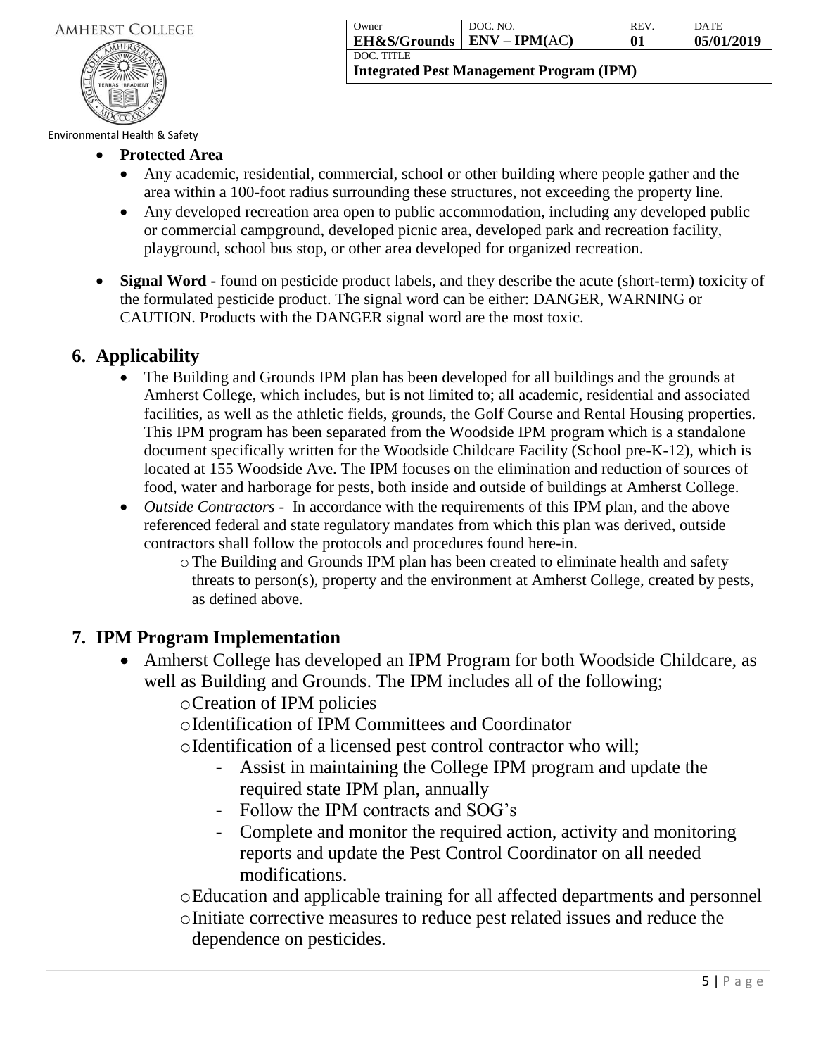- **Protected Area**
  - Any academic, residential, commercial, school or other building where people gather and the area within a 100-foot radius surrounding these structures, not exceeding the property line.
  - Any developed recreation area open to public accommodation, including any developed public or commercial campground, developed picnic area, developed park and recreation facility, playground, school bus stop, or other area developed for organized recreation.

- **Signal Word -** found on pesticide product labels, and they describe the acute (short-term) toxicity of the formulated pesticide product. The signal word can be either: DANGER, WARNING or CAUTION. Products with the DANGER signal word are the most toxic.

## 6. Applicability

- The Building and Grounds IPM plan has been developed for all buildings and the grounds at Amherst College, which includes, but is not limited to; all academic, residential and associated facilities, as well as the athletic fields, grounds, the Golf Course and Rental Housing properties. This IPM program has been separated from the Woodside IPM program which is a standalone document specifically written for the Woodside Childcare Facility (School pre-K-12), which is located at 155 Woodside Ave. The IPM focuses on the elimination and reduction of sources of food, water and harborage for pests, both inside and outside of buildings at Amherst College.
- *Outside Contractors* - In accordance with the requirements of this IPM plan, and the above referenced federal and state regulatory mandates from which this plan was derived, outside contractors shall follow the protocols and procedures found here-in.
  - The Building and Grounds IPM plan has been created to eliminate health and safety threats to person(s), property and the environment at Amherst College, created by pests, as defined above.

## 7. IPM Program Implementation

- Amherst College has developed an IPM Program for both Woodside Childcare, as well as Building and Grounds. The IPM includes all of the following;
  - Creation of IPM policies
  - Identification of IPM Committees and Coordinator
  - Identification of a licensed pest control contractor who will;
    - Assist in maintaining the College IPM program and update the required state IPM plan, annually
    - Follow the IPM contracts and SOG's
    - Complete and monitor the required action, activity and monitoring reports and update the Pest Control Coordinator on all needed modifications.
  - Education and applicable training for all affected departments and personnel
  - Initiate corrective measures to reduce pest related issues and reduce the dependence on pesticides.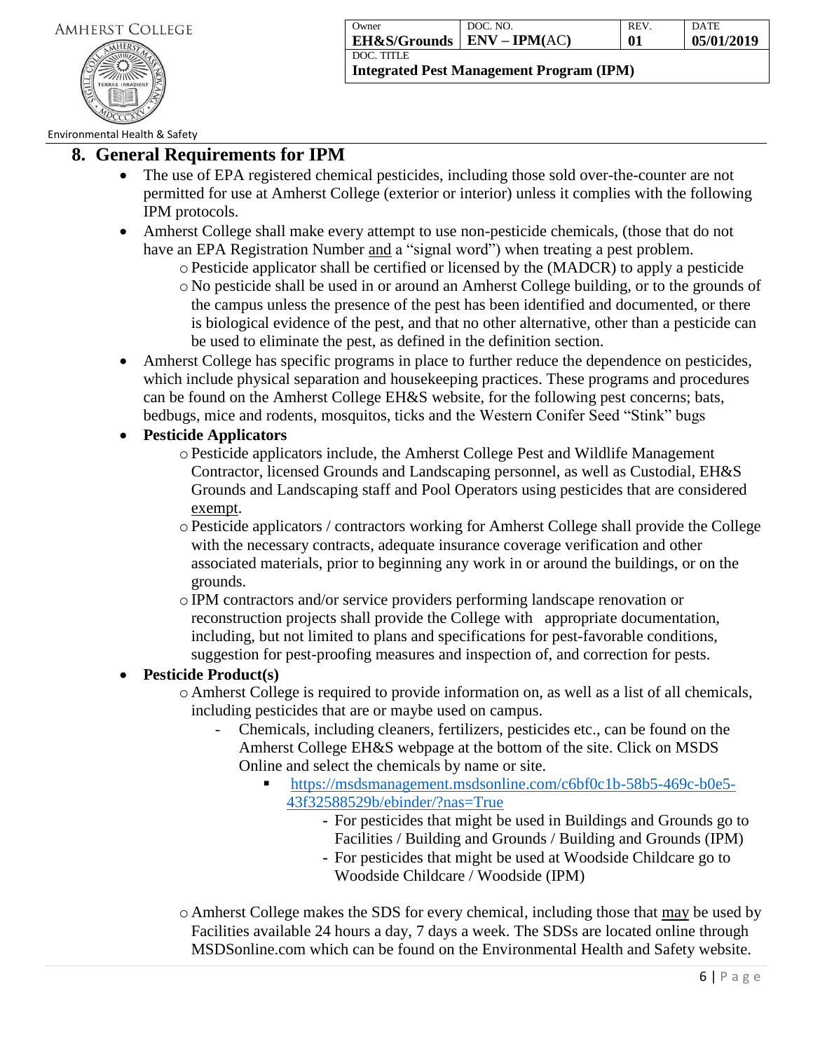## 8. General Requirements for IPM

- The use of EPA registered chemical pesticides, including those sold over-the-counter are not permitted for use at Amherst College (exterior or interior) unless it complies with the following IPM protocols.
- Amherst College shall make every attempt to use non-pesticide chemicals, (those that do not have an EPA Registration Number <u>and</u> a "signal word") when treating a pest problem.
  - Pesticide applicator shall be certified or licensed by the (MADCR) to apply a pesticide
  - No pesticide shall be used in or around an Amherst College building, or to the grounds of the campus unless the presence of the pest has been identified and documented, or there is biological evidence of the pest, and that no other alternative, other than a pesticide can be used to eliminate the pest, as defined in the definition section.
- Amherst College has specific programs in place to further reduce the dependence on pesticides, which include physical separation and housekeeping practices. These programs and procedures can be found on the Amherst College EH&S website, for the following pest concerns; bats, bedbugs, mice and rodents, mosquitos, ticks and the Western Conifer Seed "Stink" bugs
- **Pesticide Applicators**
  - Pesticide applicators include, the Amherst College Pest and Wildlife Management Contractor, licensed Grounds and Landscaping personnel, as well as Custodial, EH&S Grounds and Landscaping staff and Pool Operators using pesticides that are considered <u>exempt</u>.
  - Pesticide applicators / contractors working for Amherst College shall provide the College with the necessary contracts, adequate insurance coverage verification and other associated materials, prior to beginning any work in or around the buildings, or on the grounds.
  - IPM contractors and/or service providers performing landscape renovation or reconstruction projects shall provide the College with appropriate documentation, including, but not limited to plans and specifications for pest-favorable conditions, suggestion for pest-proofing measures and inspection of, and correction for pests.
- **Pesticide Product(s)**
  - Amherst College is required to provide information on, as well as a list of all chemicals, including pesticides that are or maybe used on campus.
    - Chemicals, including cleaners, fertilizers, pesticides etc., can be found on the Amherst College EH&S webpage at the bottom of the site. Click on MSDS Online and select the chemicals by name or site.
      - https://msdsmanagement.msdsonline.com/c6bf0c1b-58b5-469c-b0e5-43f32588529b/ebinder/?nas=True
        - For pesticides that might be used in Buildings and Grounds go to Facilities / Building and Grounds / Building and Grounds (IPM)
        - For pesticides that might be used at Woodside Childcare go to Woodside Childcare / Woodside (IPM)
  - Amherst College makes the SDS for every chemical, including those that <u>may</u> be used by Facilities available 24 hours a day, 7 days a week. The SDSs are located online through MSDSonline.com which can be found on the Environmental Health and Safety website.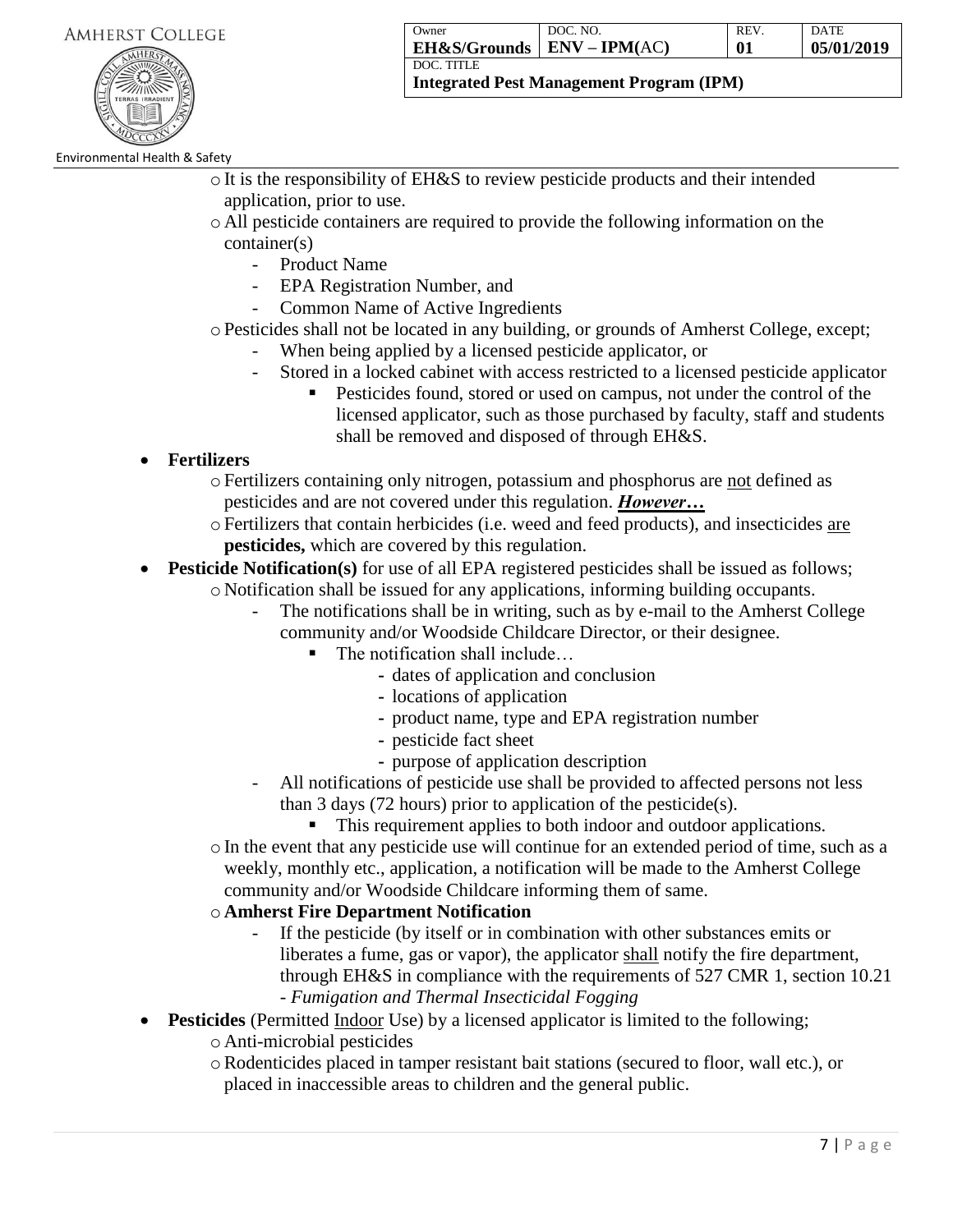- It is the responsibility of EH&S to review pesticide products and their intended application, prior to use.
- All pesticide containers are required to provide the following information on the container(s)
  - Product Name
  - EPA Registration Number, and
  - Common Name of Active Ingredients
- Pesticides shall not be located in any building, or grounds of Amherst College, except;
  - When being applied by a licensed pesticide applicator, or
  - Stored in a locked cabinet with access restricted to a licensed pesticide applicator
    - Pesticides found, stored or used on campus, not under the control of the licensed applicator, such as those purchased by faculty, staff and students shall be removed and disposed of through EH&S.

- **Fertilizers**
  - Fertilizers containing only nitrogen, potassium and phosphorus are not defined as pesticides and are not covered under this regulation. ***However…***
  - Fertilizers that contain herbicides (i.e. weed and feed products), and insecticides are **pesticides,** which are covered by this regulation.
- **Pesticide Notification(s)** for use of all EPA registered pesticides shall be issued as follows;
  - Notification shall be issued for any applications, informing building occupants.
    - The notifications shall be in writing, such as by e-mail to the Amherst College community and/or Woodside Childcare Director, or their designee.
      - The notification shall include…
        - dates of application and conclusion
        - locations of application
        - product name, type and EPA registration number
        - pesticide fact sheet
        - purpose of application description
    - All notifications of pesticide use shall be provided to affected persons not less than 3 days (72 hours) prior to application of the pesticide(s).
      - This requirement applies to both indoor and outdoor applications.
  - In the event that any pesticide use will continue for an extended period of time, such as a weekly, monthly etc., application, a notification will be made to the Amherst College community and/or Woodside Childcare informing them of same.
  - **Amherst Fire Department Notification**
    - If the pesticide (by itself or in combination with other substances emits or liberates a fume, gas or vapor), the applicator shall notify the fire department, through EH&S in compliance with the requirements of 527 CMR 1, section 10.21 - *Fumigation and Thermal Insecticidal Fogging*
- **Pesticides** (Permitted Indoor Use) by a licensed applicator is limited to the following;
  - Anti-microbial pesticides
  - Rodenticides placed in tamper resistant bait stations (secured to floor, wall etc.), or placed in inaccessible areas to children and the general public.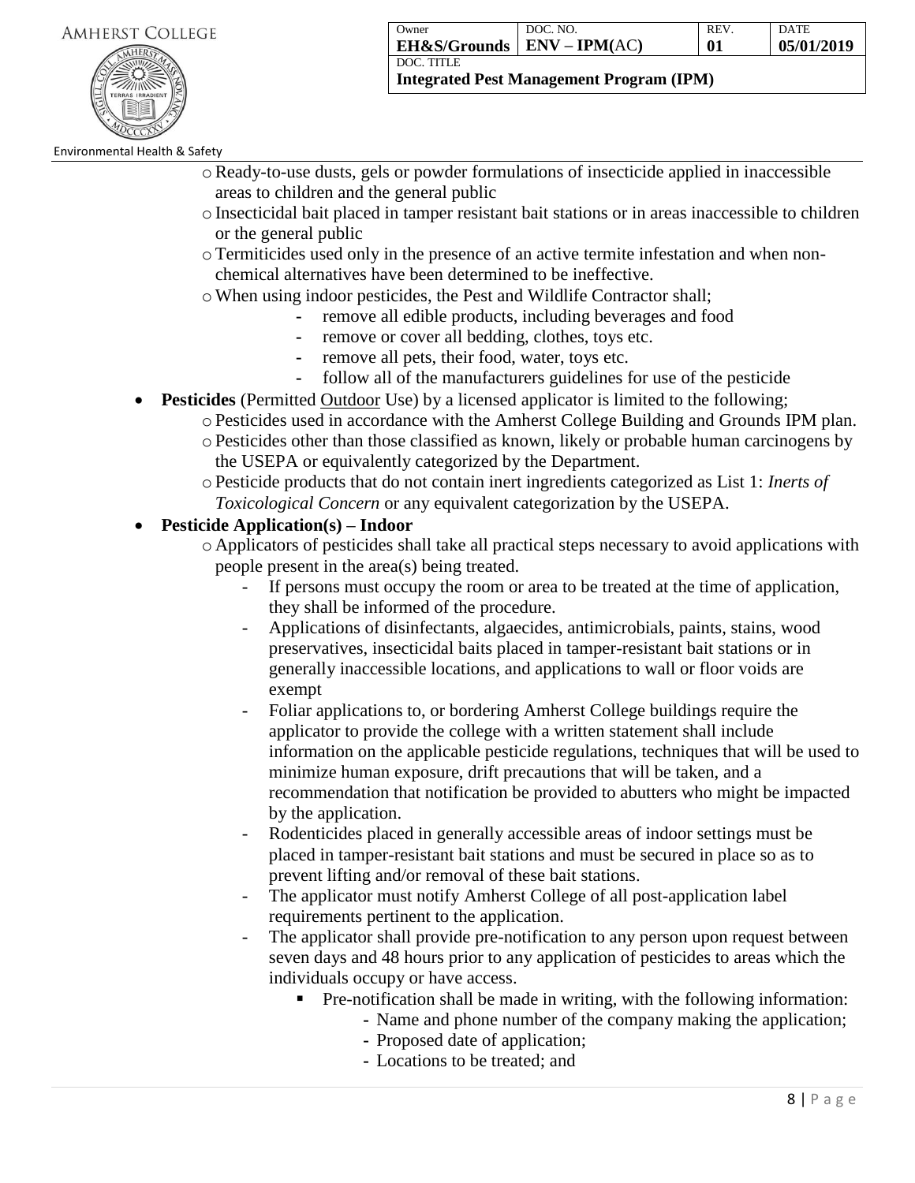- Ready-to-use dusts, gels or powder formulations of insecticide applied in inaccessible areas to children and the general public
  - Insecticidal bait placed in tamper resistant bait stations or in areas inaccessible to children or the general public
  - Termiticides used only in the presence of an active termite infestation and when non-chemical alternatives have been determined to be ineffective.
  - When using indoor pesticides, the Pest and Wildlife Contractor shall;
    - remove all edible products, including beverages and food
    - remove or cover all bedding, clothes, toys etc.
    - remove all pets, their food, water, toys etc.
    - follow all of the manufacturers guidelines for use of the pesticide
- **Pesticides** (Permitted <u>Outdoor</u> Use) by a licensed applicator is limited to the following;
  - Pesticides used in accordance with the Amherst College Building and Grounds IPM plan.
  - Pesticides other than those classified as known, likely or probable human carcinogens by the USEPA or equivalently categorized by the Department.
  - Pesticide products that do not contain inert ingredients categorized as List 1: *Inerts of Toxicological Concern* or any equivalent categorization by the USEPA.
- **Pesticide Application(s) – Indoor**
  - Applicators of pesticides shall take all practical steps necessary to avoid applications with people present in the area(s) being treated.
    - If persons must occupy the room or area to be treated at the time of application, they shall be informed of the procedure.
    - Applications of disinfectants, algaecides, antimicrobials, paints, stains, wood preservatives, insecticidal baits placed in tamper-resistant bait stations or in generally inaccessible locations, and applications to wall or floor voids are exempt
    - Foliar applications to, or bordering Amherst College buildings require the applicator to provide the college with a written statement shall include information on the applicable pesticide regulations, techniques that will be used to minimize human exposure, drift precautions that will be taken, and a recommendation that notification be provided to abutters who might be impacted by the application.
    - Rodenticides placed in generally accessible areas of indoor settings must be placed in tamper-resistant bait stations and must be secured in place so as to prevent lifting and/or removal of these bait stations.
    - The applicator must notify Amherst College of all post-application label requirements pertinent to the application.
    - The applicator shall provide pre-notification to any person upon request between seven days and 48 hours prior to any application of pesticides to areas which the individuals occupy or have access.
      - Pre-notification shall be made in writing, with the following information:
        - Name and phone number of the company making the application;
        - Proposed date of application;
        - Locations to be treated; and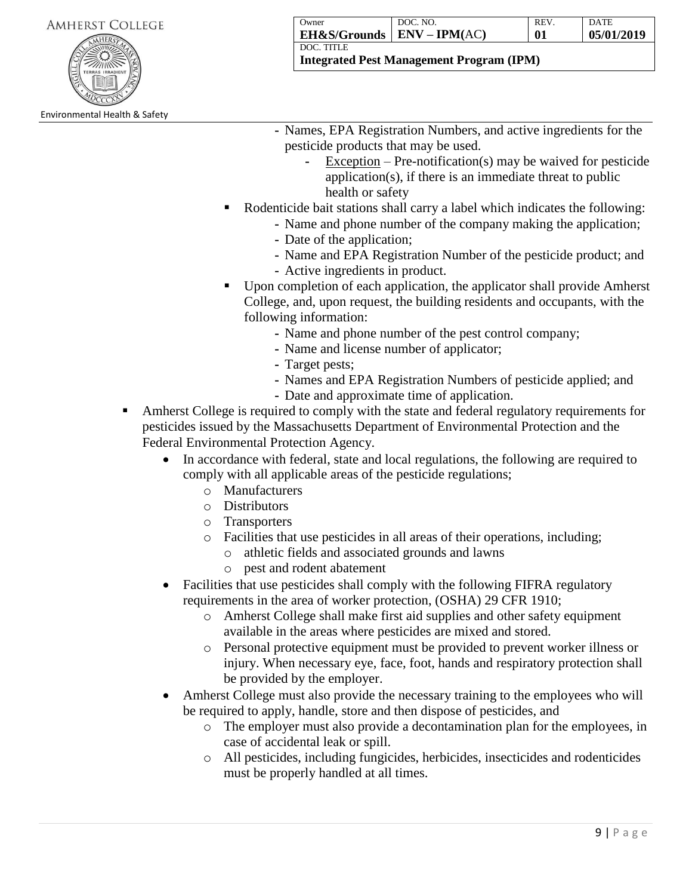- Names, EPA Registration Numbers, and active ingredients for the pesticide products that may be used.
        - Exception – Pre-notification(s) may be waived for pesticide application(s), if there is an immediate threat to public health or safety
  - Rodenticide bait stations shall carry a label which indicates the following:
    - Name and phone number of the company making the application;
    - Date of the application;
    - Name and EPA Registration Number of the pesticide product; and
    - Active ingredients in product.
  - Upon completion of each application, the applicator shall provide Amherst College, and, upon request, the building residents and occupants, with the following information:
    - Name and phone number of the pest control company;
    - Name and license number of applicator;
    - Target pests;
    - Names and EPA Registration Numbers of pesticide applied; and
    - Date and approximate time of application.

- Amherst College is required to comply with the state and federal regulatory requirements for pesticides issued by the Massachusetts Department of Environmental Protection and the Federal Environmental Protection Agency.
  - In accordance with federal, state and local regulations, the following are required to comply with all applicable areas of the pesticide regulations;
    - Manufacturers
    - Distributors
    - Transporters
    - Facilities that use pesticides in all areas of their operations, including;
      - athletic fields and associated grounds and lawns
      - pest and rodent abatement
  - Facilities that use pesticides shall comply with the following FIFRA regulatory requirements in the area of worker protection, (OSHA) 29 CFR 1910;
    - Amherst College shall make first aid supplies and other safety equipment available in the areas where pesticides are mixed and stored.
    - Personal protective equipment must be provided to prevent worker illness or injury. When necessary eye, face, foot, hands and respiratory protection shall be provided by the employer.
  - Amherst College must also provide the necessary training to the employees who will be required to apply, handle, store and then dispose of pesticides, and
    - The employer must also provide a decontamination plan for the employees, in case of accidental leak or spill.
    - All pesticides, including fungicides, herbicides, insecticides and rodenticides must be properly handled at all times.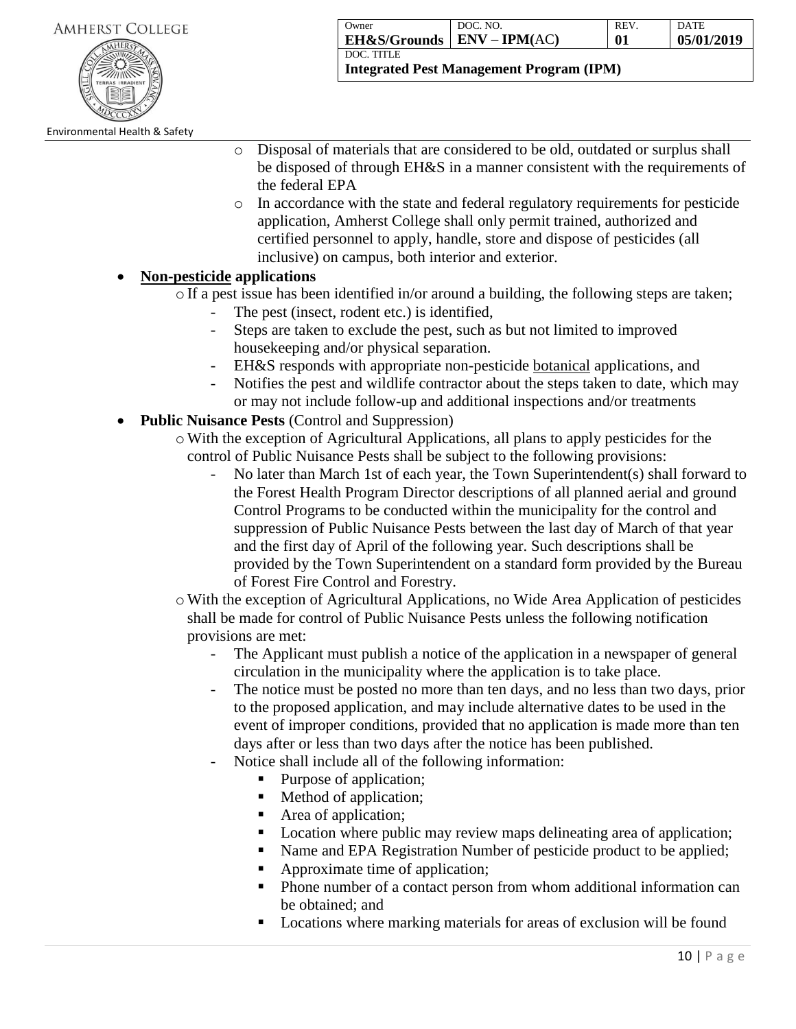- Disposal of materials that are considered to be old, outdated or surplus shall be disposed of through EH&S in a manner consistent with the requirements of the federal EPA
  - In accordance with the state and federal regulatory requirements for pesticide application, Amherst College shall only permit trained, authorized and certified personnel to apply, handle, store and dispose of pesticides (all inclusive) on campus, both interior and exterior.

- **<u>Non-pesticide</u> applications**
  - If a pest issue has been identified in/or around a building, the following steps are taken;
    - The pest (insect, rodent etc.) is identified,
    - Steps are taken to exclude the pest, such as but not limited to improved housekeeping and/or physical separation.
    - EH&S responds with appropriate non-pesticide <u>botanical</u> applications, and
    - Notifies the pest and wildlife contractor about the steps taken to date, which may or may not include follow-up and additional inspections and/or treatments

- **Public Nuisance Pests** (Control and Suppression)
  - With the exception of Agricultural Applications, all plans to apply pesticides for the control of Public Nuisance Pests shall be subject to the following provisions:
    - No later than March 1st of each year, the Town Superintendent(s) shall forward to the Forest Health Program Director descriptions of all planned aerial and ground Control Programs to be conducted within the municipality for the control and suppression of Public Nuisance Pests between the last day of March of that year and the first day of April of the following year. Such descriptions shall be provided by the Town Superintendent on a standard form provided by the Bureau of Forest Fire Control and Forestry.
  - With the exception of Agricultural Applications, no Wide Area Application of pesticides shall be made for control of Public Nuisance Pests unless the following notification provisions are met:
    - The Applicant must publish a notice of the application in a newspaper of general circulation in the municipality where the application is to take place.
    - The notice must be posted no more than ten days, and no less than two days, prior to the proposed application, and may include alternative dates to be used in the event of improper conditions, provided that no application is made more than ten days after or less than two days after the notice has been published.
    - Notice shall include all of the following information:
      - Purpose of application;
      - Method of application;
      - Area of application;
      - Location where public may review maps delineating area of application;
      - Name and EPA Registration Number of pesticide product to be applied;
      - Approximate time of application;
      - Phone number of a contact person from whom additional information can be obtained; and
      - Locations where marking materials for areas of exclusion will be found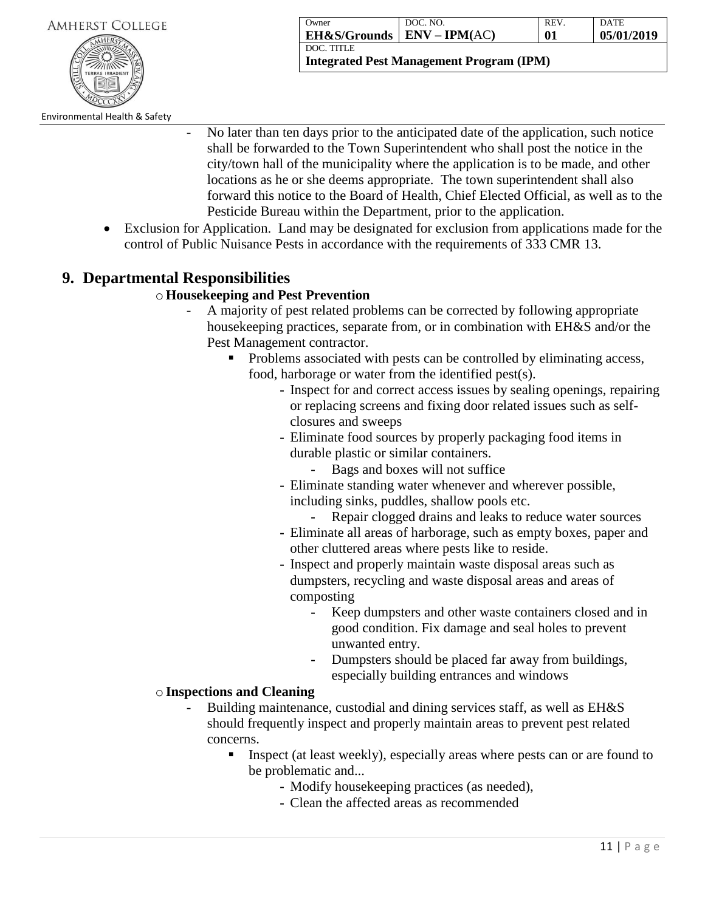- No later than ten days prior to the anticipated date of the application, such notice shall be forwarded to the Town Superintendent who shall post the notice in the city/town hall of the municipality where the application is to be made, and other locations as he or she deems appropriate. The town superintendent shall also forward this notice to the Board of Health, Chief Elected Official, as well as to the Pesticide Bureau within the Department, prior to the application.

- Exclusion for Application. Land may be designated for exclusion from applications made for the control of Public Nuisance Pests in accordance with the requirements of 333 CMR 13.

## 9. Departmental Responsibilities

- **Housekeeping and Pest Prevention**
  - A majority of pest related problems can be corrected by following appropriate housekeeping practices, separate from, or in combination with EH&S and/or the Pest Management contractor.
    - Problems associated with pests can be controlled by eliminating access, food, harborage or water from the identified pest(s).
      - Inspect for and correct access issues by sealing openings, repairing or replacing screens and fixing door related issues such as self-closures and sweeps
      - Eliminate food sources by properly packaging food items in durable plastic or similar containers.
        - Bags and boxes will not suffice
      - Eliminate standing water whenever and wherever possible, including sinks, puddles, shallow pools etc.
        - Repair clogged drains and leaks to reduce water sources
      - Eliminate all areas of harborage, such as empty boxes, paper and other cluttered areas where pests like to reside.
      - Inspect and properly maintain waste disposal areas such as dumpsters, recycling and waste disposal areas and areas of composting
        - Keep dumpsters and other waste containers closed and in good condition. Fix damage and seal holes to prevent unwanted entry.
        - Dumpsters should be placed far away from buildings, especially building entrances and windows

- **Inspections and Cleaning**
  - Building maintenance, custodial and dining services staff, as well as EH&S should frequently inspect and properly maintain areas to prevent pest related concerns.
    - Inspect (at least weekly), especially areas where pests can or are found to be problematic and...
      - Modify housekeeping practices (as needed),
      - Clean the affected areas as recommended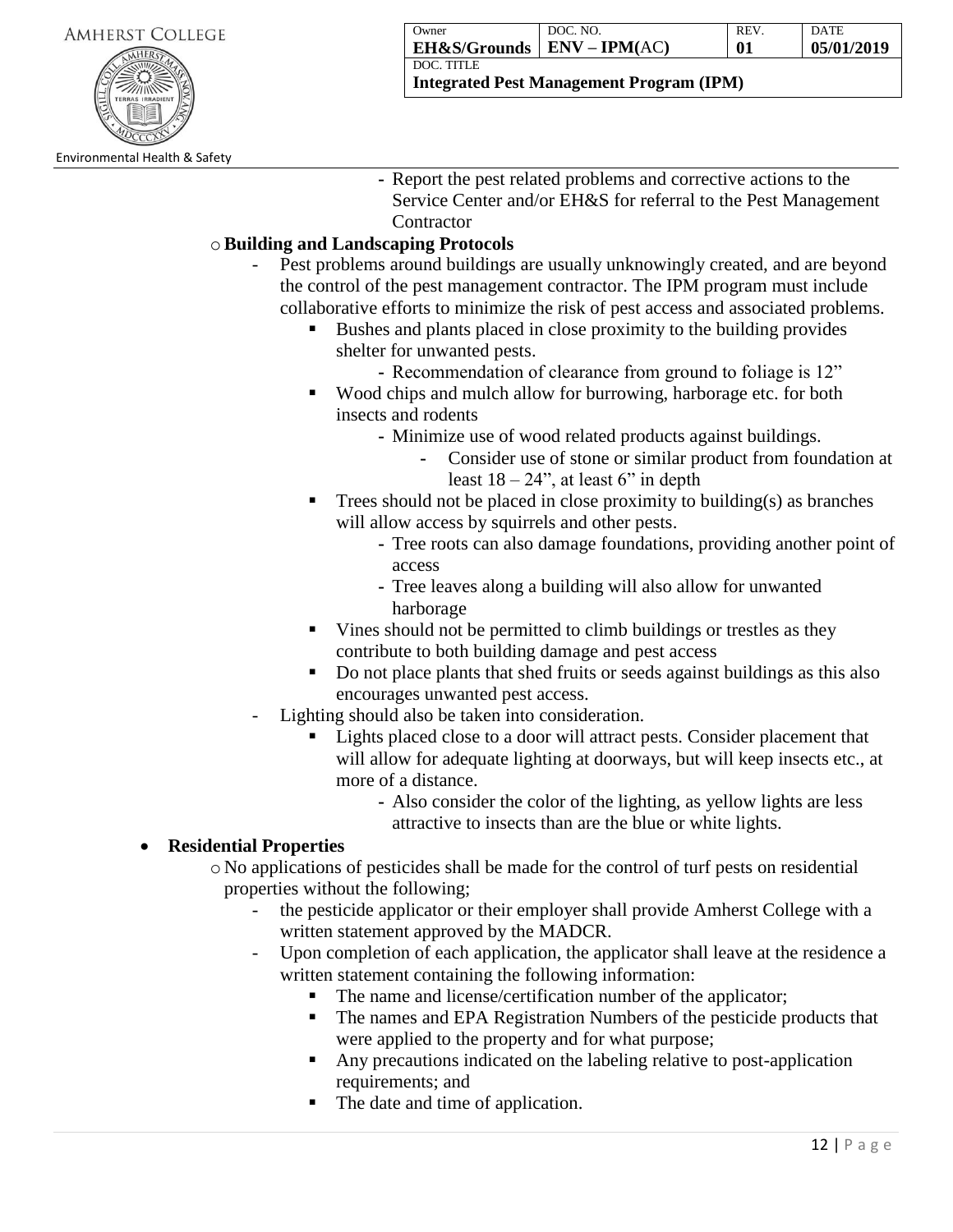- Report the pest related problems and corrective actions to the Service Center and/or EH&S for referral to the Pest Management Contractor

- **Building and Landscaping Protocols**
  - Pest problems around buildings are usually unknowingly created, and are beyond the control of the pest management contractor. The IPM program must include collaborative efforts to minimize the risk of pest access and associated problems.
    - Bushes and plants placed in close proximity to the building provides shelter for unwanted pests.
      - Recommendation of clearance from ground to foliage is 12"
    - Wood chips and mulch allow for burrowing, harborage etc. for both insects and rodents
      - Minimize use of wood related products against buildings.
        - Consider use of stone or similar product from foundation at least 18 – 24", at least 6" in depth
    - Trees should not be placed in close proximity to building(s) as branches will allow access by squirrels and other pests.
      - Tree roots can also damage foundations, providing another point of access
      - Tree leaves along a building will also allow for unwanted harborage
    - Vines should not be permitted to climb buildings or trestles as they contribute to both building damage and pest access
    - Do not place plants that shed fruits or seeds against buildings as this also encourages unwanted pest access.
  - Lighting should also be taken into consideration.
    - Lights placed close to a door will attract pests. Consider placement that will allow for adequate lighting at doorways, but will keep insects etc., at more of a distance.
      - Also consider the color of the lighting, as yellow lights are less attractive to insects than are the blue or white lights.

- **Residential Properties**
  - No applications of pesticides shall be made for the control of turf pests on residential properties without the following;
    - the pesticide applicator or their employer shall provide Amherst College with a written statement approved by the MADCR.
    - Upon completion of each application, the applicator shall leave at the residence a written statement containing the following information:
      - The name and license/certification number of the applicator;
      - The names and EPA Registration Numbers of the pesticide products that were applied to the property and for what purpose;
      - Any precautions indicated on the labeling relative to post-application requirements; and
      - The date and time of application.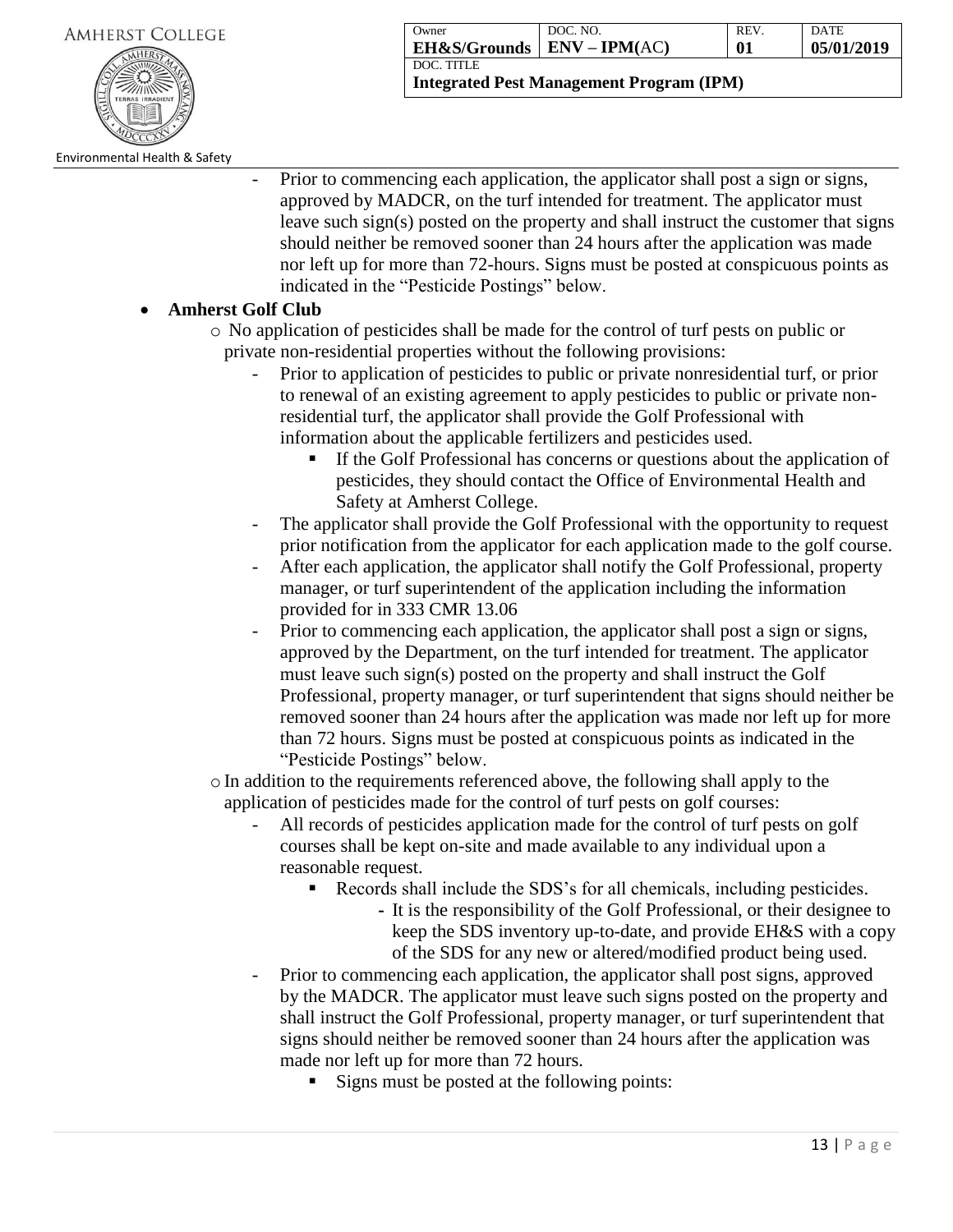- Prior to commencing each application, the applicator shall post a sign or signs, approved by MADCR, on the turf intended for treatment. The applicator must leave such sign(s) posted on the property and shall instruct the customer that signs should neither be removed sooner than 24 hours after the application was made nor left up for more than 72-hours. Signs must be posted at conspicuous points as indicated in the "Pesticide Postings" below.

- **Amherst Golf Club**
  - No application of pesticides shall be made for the control of turf pests on public or private non-residential properties without the following provisions:
    - Prior to application of pesticides to public or private nonresidential turf, or prior to renewal of an existing agreement to apply pesticides to public or private non-residential turf, the applicator shall provide the Golf Professional with information about the applicable fertilizers and pesticides used.
      - If the Golf Professional has concerns or questions about the application of pesticides, they should contact the Office of Environmental Health and Safety at Amherst College.
    - The applicator shall provide the Golf Professional with the opportunity to request prior notification from the applicator for each application made to the golf course.
    - After each application, the applicator shall notify the Golf Professional, property manager, or turf superintendent of the application including the information provided for in 333 CMR 13.06
    - Prior to commencing each application, the applicator shall post a sign or signs, approved by the Department, on the turf intended for treatment. The applicator must leave such sign(s) posted on the property and shall instruct the Golf Professional, property manager, or turf superintendent that signs should neither be removed sooner than 24 hours after the application was made nor left up for more than 72 hours. Signs must be posted at conspicuous points as indicated in the "Pesticide Postings" below.
  - In addition to the requirements referenced above, the following shall apply to the application of pesticides made for the control of turf pests on golf courses:
    - All records of pesticides application made for the control of turf pests on golf courses shall be kept on-site and made available to any individual upon a reasonable request.
      - Records shall include the SDS's for all chemicals, including pesticides.
        - It is the responsibility of the Golf Professional, or their designee to keep the SDS inventory up-to-date, and provide EH&S with a copy of the SDS for any new or altered/modified product being used.
    - Prior to commencing each application, the applicator shall post signs, approved by the MADCR. The applicator must leave such signs posted on the property and shall instruct the Golf Professional, property manager, or turf superintendent that signs should neither be removed sooner than 24 hours after the application was made nor left up for more than 72 hours.
      - Signs must be posted at the following points: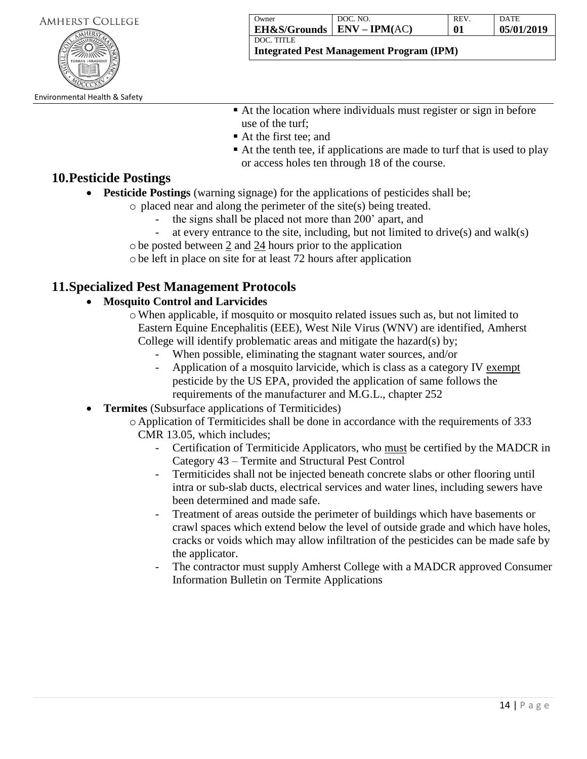- At the location where individuals must register or sign in before use of the turf;
- At the first tee; and
- At the tenth tee, if applications are made to turf that is used to play or access holes ten through 18 of the course.

## 10.Pesticide Postings

- **Pesticide Postings** (warning signage) for the applications of pesticides shall be;
  - placed near and along the perimeter of the site(s) being treated.
    - the signs shall be placed not more than 200' apart, and
    - at every entrance to the site, including, but not limited to drive(s) and walk(s)
  - be posted between 2 and 24 hours prior to the application
  - be left in place on site for at least 72 hours after application

## 11.Specialized Pest Management Protocols

- **Mosquito Control and Larvicides**
  - When applicable, if mosquito or mosquito related issues such as, but not limited to Eastern Equine Encephalitis (EEE), West Nile Virus (WNV) are identified, Amherst College will identify problematic areas and mitigate the hazard(s) by;
    - When possible, eliminating the stagnant water sources, and/or
    - Application of a mosquito larvicide, which is class as a category IV exempt pesticide by the US EPA, provided the application of same follows the requirements of the manufacturer and M.G.L., chapter 252
- **Termites** (Subsurface applications of Termiticides)
  - Application of Termiticides shall be done in accordance with the requirements of 333 CMR 13.05, which includes;
    - Certification of Termiticide Applicators, who must be certified by the MADCR in Category 43 – Termite and Structural Pest Control
    - Termiticides shall not be injected beneath concrete slabs or other flooring until intra or sub-slab ducts, electrical services and water lines, including sewers have been determined and made safe.
    - Treatment of areas outside the perimeter of buildings which have basements or crawl spaces which extend below the level of outside grade and which have holes, cracks or voids which may allow infiltration of the pesticides can be made safe by the applicator.
    - The contractor must supply Amherst College with a MADCR approved Consumer Information Bulletin on Termite Applications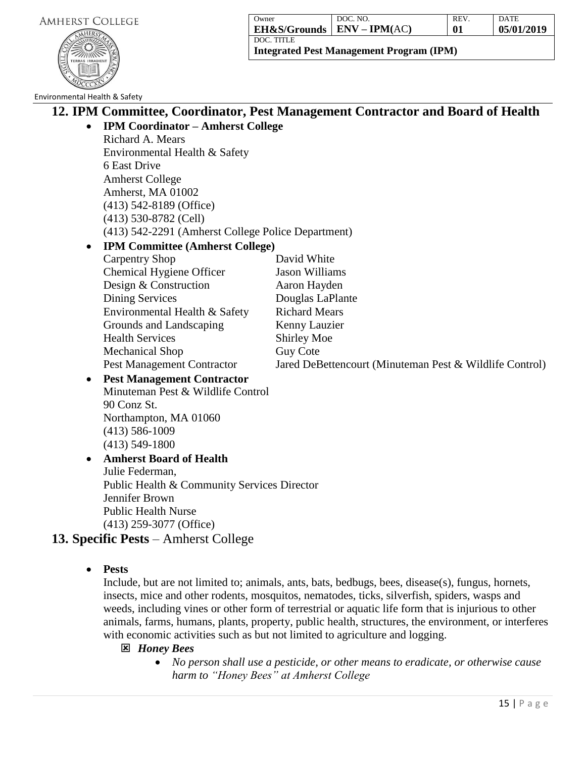## 12. IPM Committee, Coordinator, Pest Management Contractor and Board of Health

- **IPM Coordinator – Amherst College**
  Richard A. Mears
  Environmental Health & Safety
  6 East Drive
  Amherst College
  Amherst, MA 01002
  (413) 542-8189 (Office)
  (413) 530-8782 (Cell)
  (413) 542-2291 (Amherst College Police Department)

- **IPM Committee (Amherst College)**

| | |
|---|---|
| Carpentry Shop | David White |
| Chemical Hygiene Officer | Jason Williams |
| Design & Construction | Aaron Hayden |
| Dining Services | Douglas LaPlante |
| Environmental Health & Safety | Richard Mears |
| Grounds and Landscaping | Kenny Lauzier |
| Health Services | Shirley Moe |
| Mechanical Shop | Guy Cote |
| Pest Management Contractor | Jared DeBettencourt (Minuteman Pest & Wildlife Control) |

- **Pest Management Contractor**
  Minuteman Pest & Wildlife Control
  90 Conz St.
  Northampton, MA 01060
  (413) 586-1009
  (413) 549-1800

- **Amherst Board of Health**
  Julie Federman,
  Public Health & Community Services Director
  Jennifer Brown
  Public Health Nurse
  (413) 259-3077 (Office)

## 13. Specific Pests – Amherst College

- **Pests**
  Include, but are not limited to; animals, ants, bats, bedbugs, bees, disease(s), fungus, hornets, insects, mice and other rodents, mosquitos, nematodes, ticks, silverfish, spiders, wasps and weeds, including vines or other form of terrestrial or aquatic life form that is injurious to other animals, farms, humans, plants, property, public health, structures, the environment, or interferes with economic activities such as but not limited to agriculture and logging.
  - ☒ ***Honey Bees***
    - *No person shall use a pesticide, or other means to eradicate, or otherwise cause harm to "Honey Bees" at Amherst College*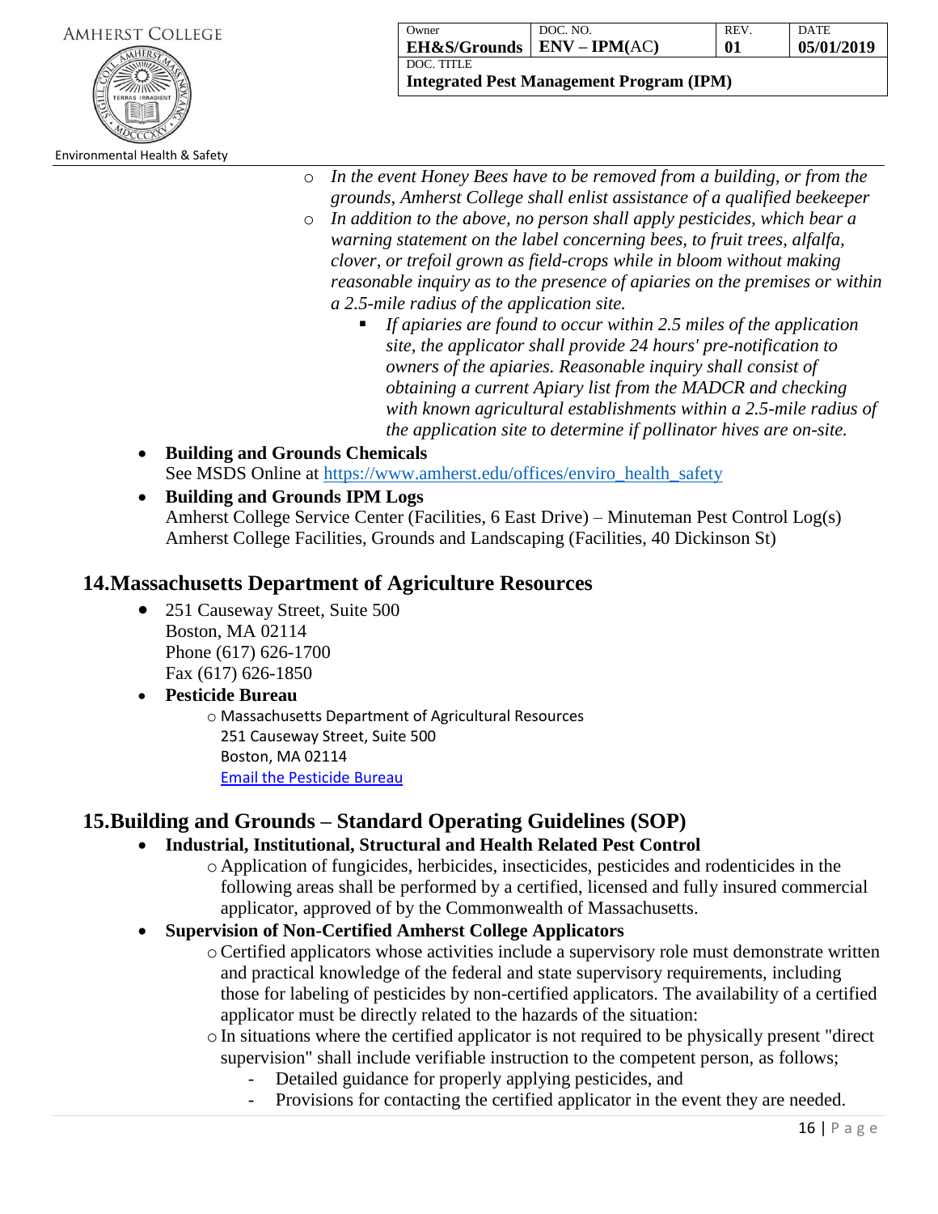- *In the event Honey Bees have to be removed from a building, or from the grounds, Amherst College shall enlist assistance of a qualified beekeeper*
- *In addition to the above, no person shall apply pesticides, which bear a warning statement on the label concerning bees, to fruit trees, alfalfa, clover, or trefoil grown as field-crops while in bloom without making reasonable inquiry as to the presence of apiaries on the premises or within a 2.5-mile radius of the application site.*
    - *If apiaries are found to occur within 2.5 miles of the application site, the applicator shall provide 24 hours' pre-notification to owners of the apiaries. Reasonable inquiry shall consist of obtaining a current Apiary list from the MADCR and checking with known agricultural establishments within a 2.5-mile radius of the application site to determine if pollinator hives are on-site.*

- **Building and Grounds Chemicals**
  See MSDS Online at https://www.amherst.edu/offices/enviro_health_safety
- **Building and Grounds IPM Logs**
  Amherst College Service Center (Facilities, 6 East Drive) – Minuteman Pest Control Log(s)
  Amherst College Facilities, Grounds and Landscaping (Facilities, 40 Dickinson St)

## 14. Massachusetts Department of Agriculture Resources

- 251 Causeway Street, Suite 500
  Boston, MA 02114
  Phone (617) 626-1700
  Fax (617) 626-1850
- **Pesticide Bureau**
    - Massachusetts Department of Agricultural Resources
      251 Causeway Street, Suite 500
      Boston, MA 02114
      Email the Pesticide Bureau

## 15. Building and Grounds – Standard Operating Guidelines (SOP)

- **Industrial, Institutional, Structural and Health Related Pest Control**
    - Application of fungicides, herbicides, insecticides, pesticides and rodenticides in the following areas shall be performed by a certified, licensed and fully insured commercial applicator, approved of by the Commonwealth of Massachusetts.
- **Supervision of Non-Certified Amherst College Applicators**
    - Certified applicators whose activities include a supervisory role must demonstrate written and practical knowledge of the federal and state supervisory requirements, including those for labeling of pesticides by non-certified applicators. The availability of a certified applicator must be directly related to the hazards of the situation:
    - In situations where the certified applicator is not required to be physically present "direct supervision" shall include verifiable instruction to the competent person, as follows;
        - Detailed guidance for properly applying pesticides, and
        - Provisions for contacting the certified applicator in the event they are needed.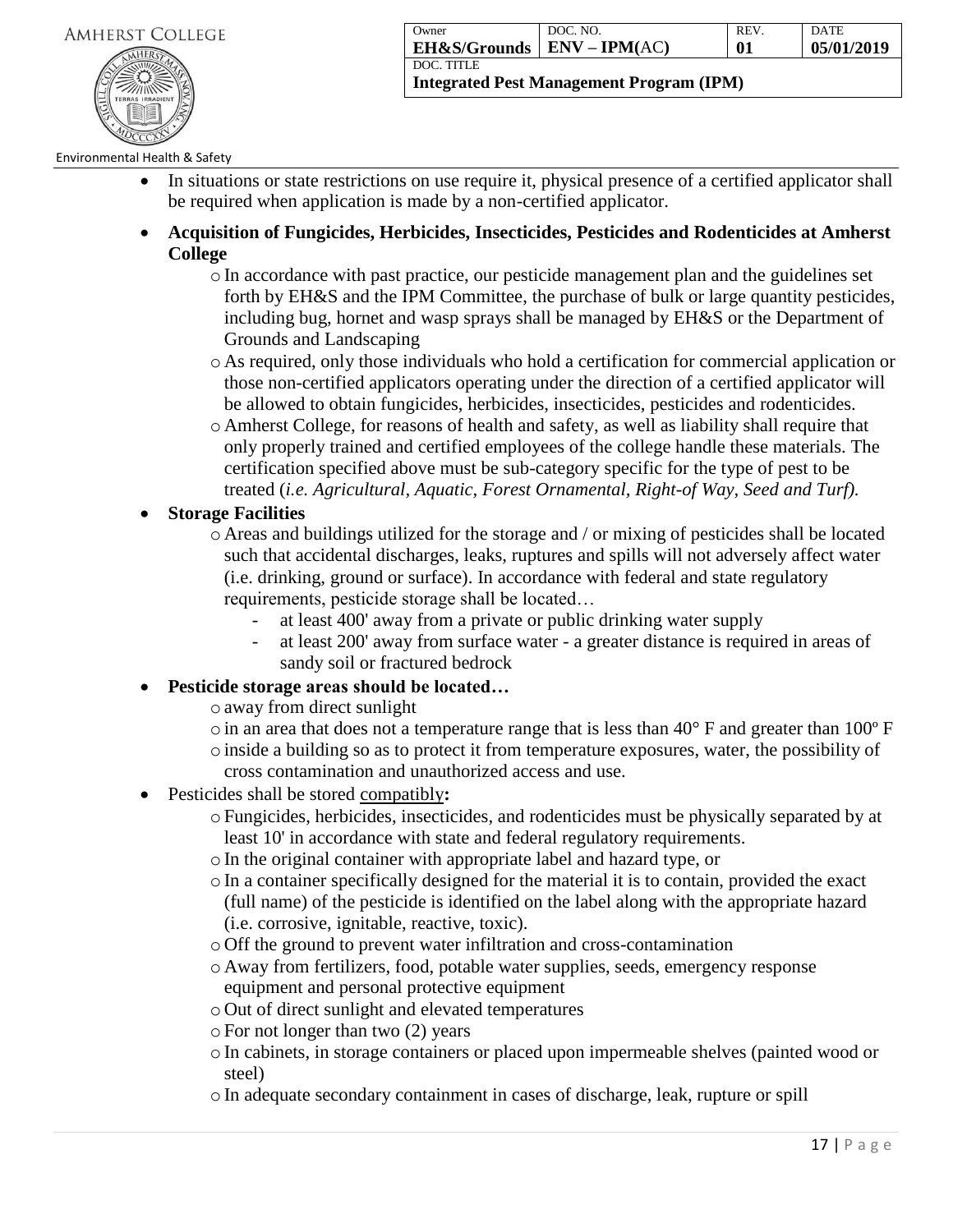- In situations or state restrictions on use require it, physical presence of a certified applicator shall be required when application is made by a non-certified applicator.
- **Acquisition of Fungicides, Herbicides, Insecticides, Pesticides and Rodenticides at Amherst College**
  - In accordance with past practice, our pesticide management plan and the guidelines set forth by EH&S and the IPM Committee, the purchase of bulk or large quantity pesticides, including bug, hornet and wasp sprays shall be managed by EH&S or the Department of Grounds and Landscaping
  - As required, only those individuals who hold a certification for commercial application or those non-certified applicators operating under the direction of a certified applicator will be allowed to obtain fungicides, herbicides, insecticides, pesticides and rodenticides.
  - Amherst College, for reasons of health and safety, as well as liability shall require that only properly trained and certified employees of the college handle these materials. The certification specified above must be sub-category specific for the type of pest to be treated (*i.e. Agricultural, Aquatic, Forest Ornamental, Right-of Way, Seed and Turf).*
- **Storage Facilities**
  - Areas and buildings utilized for the storage and / or mixing of pesticides shall be located such that accidental discharges, leaks, ruptures and spills will not adversely affect water (i.e. drinking, ground or surface). In accordance with federal and state regulatory requirements, pesticide storage shall be located…
    - at least 400' away from a private or public drinking water supply
    - at least 200' away from surface water - a greater distance is required in areas of sandy soil or fractured bedrock
- **Pesticide storage areas should be located…**
  - away from direct sunlight
  - in an area that does not a temperature range that is less than 40° F and greater than 100º F
  - inside a building so as to protect it from temperature exposures, water, the possibility of cross contamination and unauthorized access and use.
- Pesticides shall be stored <u>compatibly</u>**:**
  - Fungicides, herbicides, insecticides, and rodenticides must be physically separated by at least 10' in accordance with state and federal regulatory requirements.
  - In the original container with appropriate label and hazard type, or
  - In a container specifically designed for the material it is to contain, provided the exact (full name) of the pesticide is identified on the label along with the appropriate hazard (i.e. corrosive, ignitable, reactive, toxic).
  - Off the ground to prevent water infiltration and cross-contamination
  - Away from fertilizers, food, potable water supplies, seeds, emergency response equipment and personal protective equipment
  - Out of direct sunlight and elevated temperatures
  - For not longer than two (2) years
  - In cabinets, in storage containers or placed upon impermeable shelves (painted wood or steel)
  - In adequate secondary containment in cases of discharge, leak, rupture or spill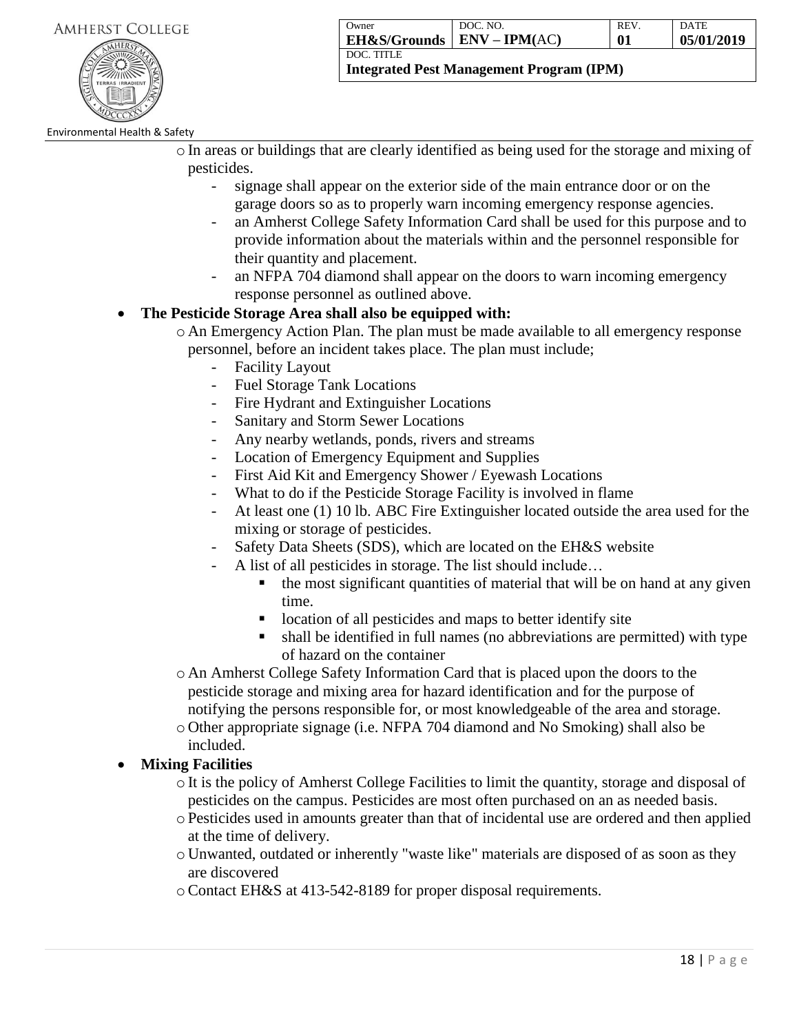- In areas or buildings that are clearly identified as being used for the storage and mixing of pesticides.
  - signage shall appear on the exterior side of the main entrance door or on the garage doors so as to properly warn incoming emergency response agencies.
  - an Amherst College Safety Information Card shall be used for this purpose and to provide information about the materials within and the personnel responsible for their quantity and placement.
  - an NFPA 704 diamond shall appear on the doors to warn incoming emergency response personnel as outlined above.

- **The Pesticide Storage Area shall also be equipped with:**
  - An Emergency Action Plan. The plan must be made available to all emergency response personnel, before an incident takes place. The plan must include;
    - Facility Layout
    - Fuel Storage Tank Locations
    - Fire Hydrant and Extinguisher Locations
    - Sanitary and Storm Sewer Locations
    - Any nearby wetlands, ponds, rivers and streams
    - Location of Emergency Equipment and Supplies
    - First Aid Kit and Emergency Shower / Eyewash Locations
    - What to do if the Pesticide Storage Facility is involved in flame
    - At least one (1) 10 lb. ABC Fire Extinguisher located outside the area used for the mixing or storage of pesticides.
    - Safety Data Sheets (SDS), which are located on the EH&S website
    - A list of all pesticides in storage. The list should include…
      - the most significant quantities of material that will be on hand at any given time.
      - location of all pesticides and maps to better identify site
      - shall be identified in full names (no abbreviations are permitted) with type of hazard on the container
  - An Amherst College Safety Information Card that is placed upon the doors to the pesticide storage and mixing area for hazard identification and for the purpose of notifying the persons responsible for, or most knowledgeable of the area and storage.
  - Other appropriate signage (i.e. NFPA 704 diamond and No Smoking) shall also be included.

- **Mixing Facilities**
  - It is the policy of Amherst College Facilities to limit the quantity, storage and disposal of pesticides on the campus. Pesticides are most often purchased on an as needed basis.
  - Pesticides used in amounts greater than that of incidental use are ordered and then applied at the time of delivery.
  - Unwanted, outdated or inherently "waste like" materials are disposed of as soon as they are discovered
  - Contact EH&S at 413-542-8189 for proper disposal requirements.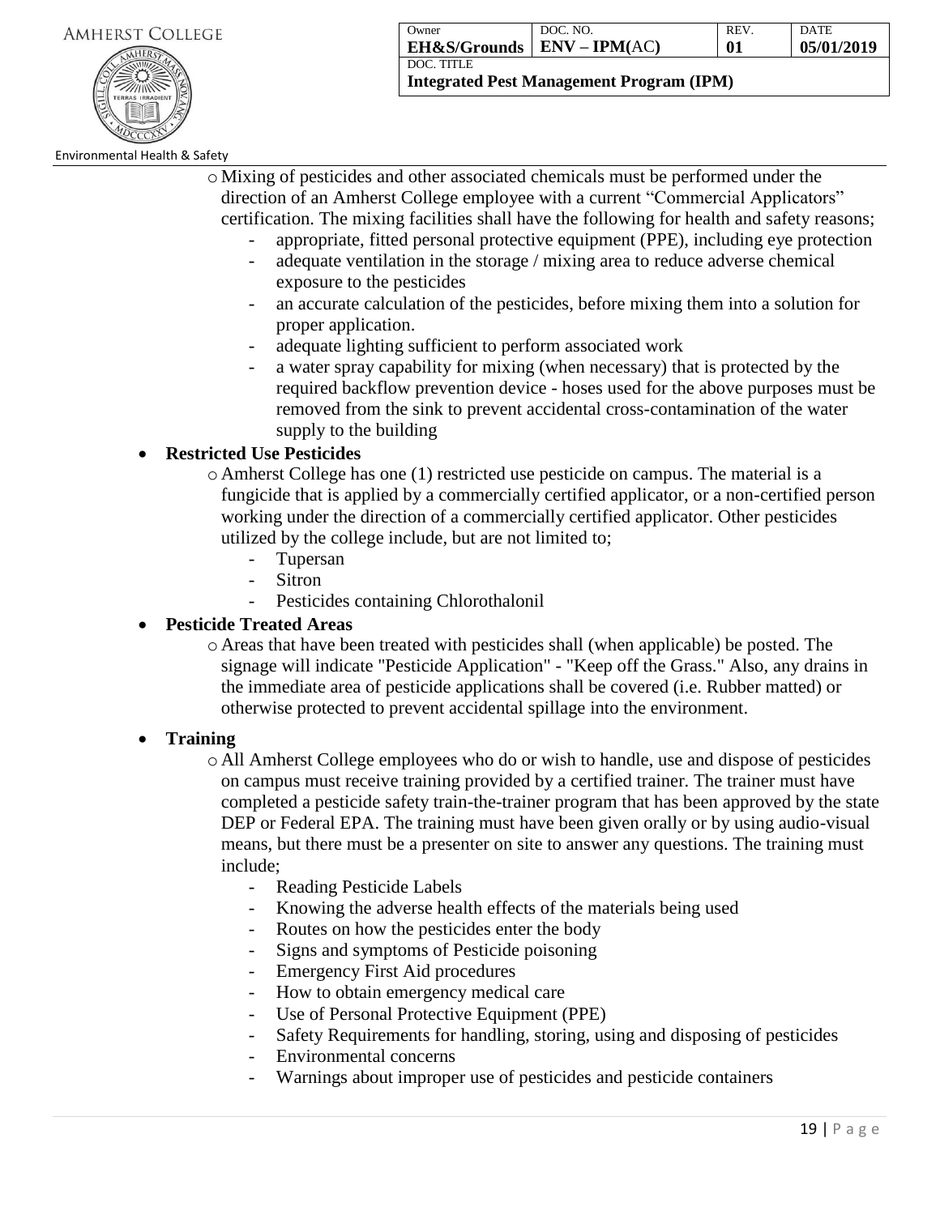- Mixing of pesticides and other associated chemicals must be performed under the direction of an Amherst College employee with a current "Commercial Applicators" certification. The mixing facilities shall have the following for health and safety reasons;
    - appropriate, fitted personal protective equipment (PPE), including eye protection
    - adequate ventilation in the storage / mixing area to reduce adverse chemical exposure to the pesticides
    - an accurate calculation of the pesticides, before mixing them into a solution for proper application.
    - adequate lighting sufficient to perform associated work
    - a water spray capability for mixing (when necessary) that is protected by the required backflow prevention device - hoses used for the above purposes must be removed from the sink to prevent accidental cross-contamination of the water supply to the building

- **Restricted Use Pesticides**
  - Amherst College has one (1) restricted use pesticide on campus. The material is a fungicide that is applied by a commercially certified applicator, or a non-certified person working under the direction of a commercially certified applicator. Other pesticides utilized by the college include, but are not limited to;
    - Tupersan
    - Sitron
    - Pesticides containing Chlorothalonil

- **Pesticide Treated Areas**
  - Areas that have been treated with pesticides shall (when applicable) be posted. The signage will indicate "Pesticide Application" - "Keep off the Grass." Also, any drains in the immediate area of pesticide applications shall be covered (i.e. Rubber matted) or otherwise protected to prevent accidental spillage into the environment.

- **Training**
  - All Amherst College employees who do or wish to handle, use and dispose of pesticides on campus must receive training provided by a certified trainer. The trainer must have completed a pesticide safety train-the-trainer program that has been approved by the state DEP or Federal EPA. The training must have been given orally or by using audio-visual means, but there must be a presenter on site to answer any questions. The training must include;
    - Reading Pesticide Labels
    - Knowing the adverse health effects of the materials being used
    - Routes on how the pesticides enter the body
    - Signs and symptoms of Pesticide poisoning
    - Emergency First Aid procedures
    - How to obtain emergency medical care
    - Use of Personal Protective Equipment (PPE)
    - Safety Requirements for handling, storing, using and disposing of pesticides
    - Environmental concerns
    - Warnings about improper use of pesticides and pesticide containers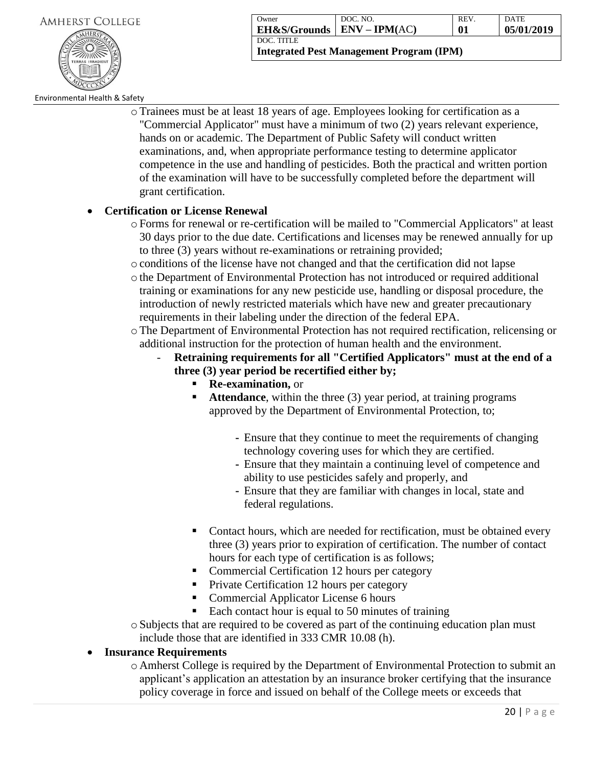- Trainees must be at least 18 years of age. Employees looking for certification as a "Commercial Applicator" must have a minimum of two (2) years relevant experience, hands on or academic. The Department of Public Safety will conduct written examinations, and, when appropriate performance testing to determine applicator competence in the use and handling of pesticides. Both the practical and written portion of the examination will have to be successfully completed before the department will grant certification.

- **Certification or License Renewal**
  - Forms for renewal or re-certification will be mailed to "Commercial Applicators" at least 30 days prior to the due date. Certifications and licenses may be renewed annually for up to three (3) years without re-examinations or retraining provided;
  - conditions of the license have not changed and that the certification did not lapse
  - the Department of Environmental Protection has not introduced or required additional training or examinations for any new pesticide use, handling or disposal procedure, the introduction of newly restricted materials which have new and greater precautionary requirements in their labeling under the direction of the federal EPA.
  - The Department of Environmental Protection has not required rectification, relicensing or additional instruction for the protection of human health and the environment.
    - **Retraining requirements for all "Certified Applicators" must at the end of a three (3) year period be recertified either by;**
      - **Re-examination,** or
      - **Attendance**, within the three (3) year period, at training programs approved by the Department of Environmental Protection, to;
        - Ensure that they continue to meet the requirements of changing technology covering uses for which they are certified.
        - Ensure that they maintain a continuing level of competence and ability to use pesticides safely and properly, and
        - Ensure that they are familiar with changes in local, state and federal regulations.
      - Contact hours, which are needed for rectification, must be obtained every three (3) years prior to expiration of certification. The number of contact hours for each type of certification is as follows;
      - Commercial Certification 12 hours per category
      - Private Certification 12 hours per category
      - Commercial Applicator License 6 hours
      - Each contact hour is equal to 50 minutes of training
  - Subjects that are required to be covered as part of the continuing education plan must include those that are identified in 333 CMR 10.08 (h).

- **Insurance Requirements**
  - Amherst College is required by the Department of Environmental Protection to submit an applicant's application an attestation by an insurance broker certifying that the insurance policy coverage in force and issued on behalf of the College meets or exceeds that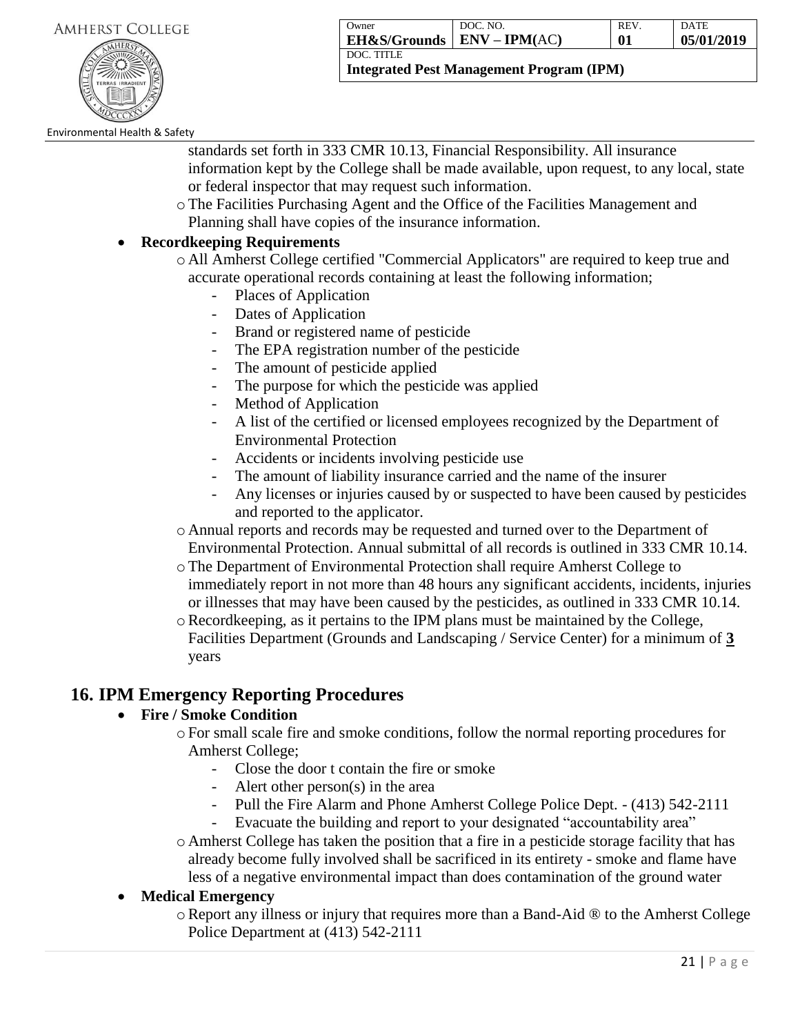standards set forth in 333 CMR 10.13, Financial Responsibility. All insurance information kept by the College shall be made available, upon request, to any local, state or federal inspector that may request such information.
    - The Facilities Purchasing Agent and the Office of the Facilities Management and Planning shall have copies of the insurance information.

- **Recordkeeping Requirements**
    - All Amherst College certified "Commercial Applicators" are required to keep true and accurate operational records containing at least the following information;
        - Places of Application
        - Dates of Application
        - Brand or registered name of pesticide
        - The EPA registration number of the pesticide
        - The amount of pesticide applied
        - The purpose for which the pesticide was applied
        - Method of Application
        - A list of the certified or licensed employees recognized by the Department of Environmental Protection
        - Accidents or incidents involving pesticide use
        - The amount of liability insurance carried and the name of the insurer
        - Any licenses or injuries caused by or suspected to have been caused by pesticides and reported to the applicator.
    - Annual reports and records may be requested and turned over to the Department of Environmental Protection. Annual submittal of all records is outlined in 333 CMR 10.14.
    - The Department of Environmental Protection shall require Amherst College to immediately report in not more than 48 hours any significant accidents, incidents, injuries or illnesses that may have been caused by the pesticides, as outlined in 333 CMR 10.14.
    - Recordkeeping, as it pertains to the IPM plans must be maintained by the College, Facilities Department (Grounds and Landscaping / Service Center) for a minimum of **3** years

## 16. IPM Emergency Reporting Procedures

- **Fire / Smoke Condition**
    - For small scale fire and smoke conditions, follow the normal reporting procedures for Amherst College;
        - Close the door t contain the fire or smoke
        - Alert other person(s) in the area
        - Pull the Fire Alarm and Phone Amherst College Police Dept. - (413) 542-2111
        - Evacuate the building and report to your designated "accountability area"
    - Amherst College has taken the position that a fire in a pesticide storage facility that has already become fully involved shall be sacrificed in its entirety - smoke and flame have less of a negative environmental impact than does contamination of the ground water
- **Medical Emergency**
    - Report any illness or injury that requires more than a Band-Aid ® to the Amherst College Police Department at (413) 542-2111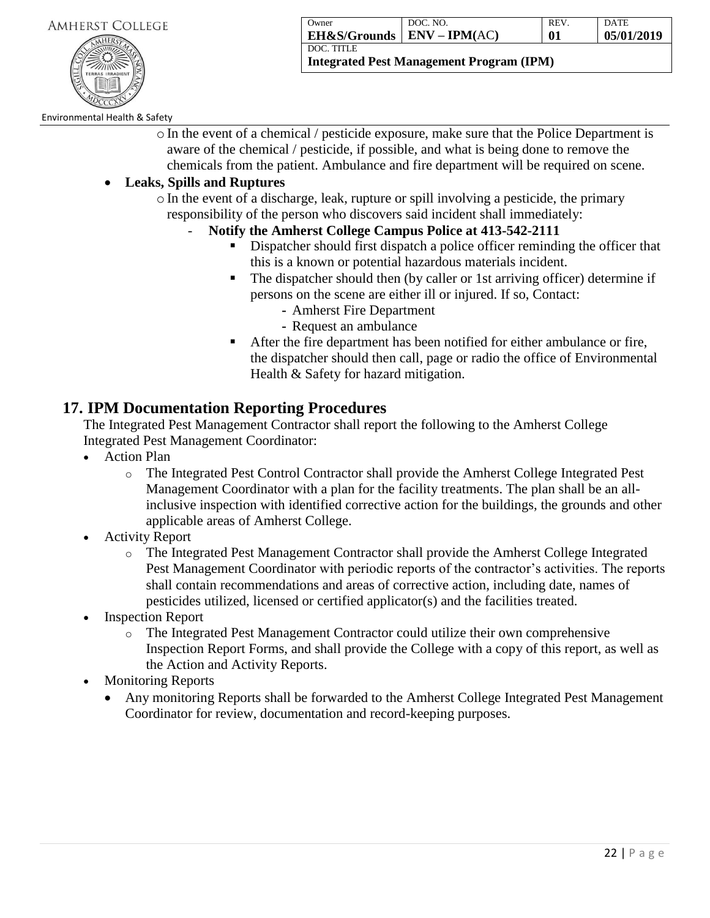- In the event of a chemical / pesticide exposure, make sure that the Police Department is aware of the chemical / pesticide, if possible, and what is being done to remove the chemicals from the patient. Ambulance and fire department will be required on scene.

- **Leaks, Spills and Ruptures**
  - In the event of a discharge, leak, rupture or spill involving a pesticide, the primary responsibility of the person who discovers said incident shall immediately:
    - **Notify the Amherst College Campus Police at 413-542-2111**
      - Dispatcher should first dispatch a police officer reminding the officer that this is a known or potential hazardous materials incident.
      - The dispatcher should then (by caller or 1st arriving officer) determine if persons on the scene are either ill or injured. If so, Contact:
        - Amherst Fire Department
        - Request an ambulance
      - After the fire department has been notified for either ambulance or fire, the dispatcher should then call, page or radio the office of Environmental Health & Safety for hazard mitigation.

## 17. IPM Documentation Reporting Procedures

The Integrated Pest Management Contractor shall report the following to the Amherst College Integrated Pest Management Coordinator:

- Action Plan
  - The Integrated Pest Control Contractor shall provide the Amherst College Integrated Pest Management Coordinator with a plan for the facility treatments. The plan shall be an all-inclusive inspection with identified corrective action for the buildings, the grounds and other applicable areas of Amherst College.
- Activity Report
  - The Integrated Pest Management Contractor shall provide the Amherst College Integrated Pest Management Coordinator with periodic reports of the contractor's activities. The reports shall contain recommendations and areas of corrective action, including date, names of pesticides utilized, licensed or certified applicator(s) and the facilities treated.
- Inspection Report
  - The Integrated Pest Management Contractor could utilize their own comprehensive Inspection Report Forms, and shall provide the College with a copy of this report, as well as the Action and Activity Reports.
- Monitoring Reports
  - Any monitoring Reports shall be forwarded to the Amherst College Integrated Pest Management Coordinator for review, documentation and record-keeping purposes.